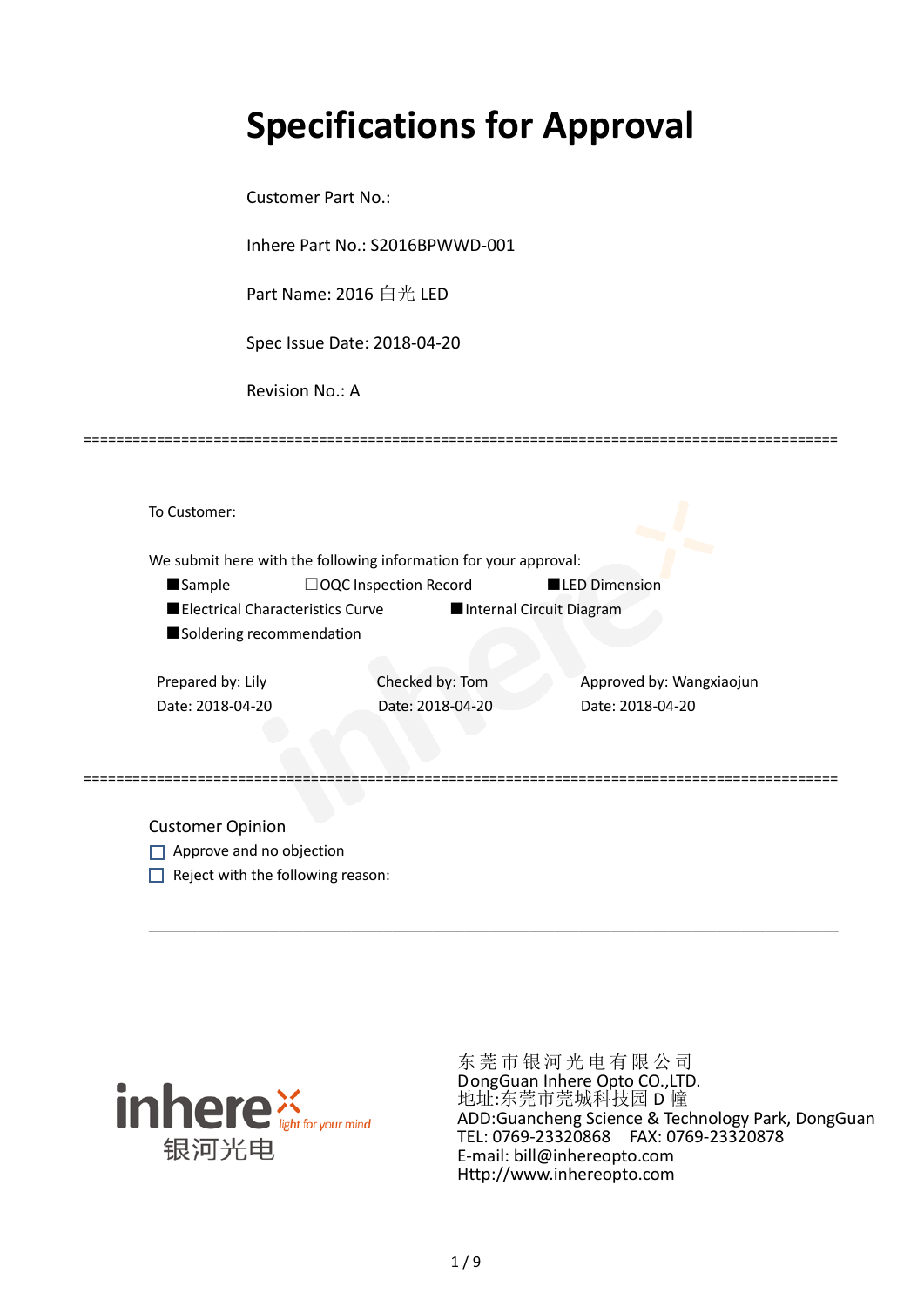# Specifications for Approval

Customer Part No.:

Inhere Part No.: S2016BPWWD-001

Part Name: 2016 白光 LED

Spec Issue Date: 2018-04-20

Revision No.: A

---

To Customer:

We submit here with the following information for your approval:

- ■Sample
- ☐OQC Inspection Record
- ■LED Dimension
- ■Electrical Characteristics Curve
- ■Internal Circuit Diagram
- ■Soldering recommendation

| Prepared by: Lily | Checked by: Tom | Approved by: Wangxiaojun |
|---|---|---|
| Date: 2018-04-20 | Date: 2018-04-20 | Date: 2018-04-20 |

---

Customer Opinion

☐ Approve and no objection

☐ Reject with the following reason:

---

inhere light for your mind 银河光电

东莞市银河光电有限公司
DongGuan Inhere Opto CO.,LTD.
地址:东莞市莞城科技园 D 幢
ADD:Guancheng Science & Technology Park, DongGuan
TEL: 0769-23320868　FAX: 0769-23320878
E-mail: bill@inhereopto.com
Http://www.inhereopto.com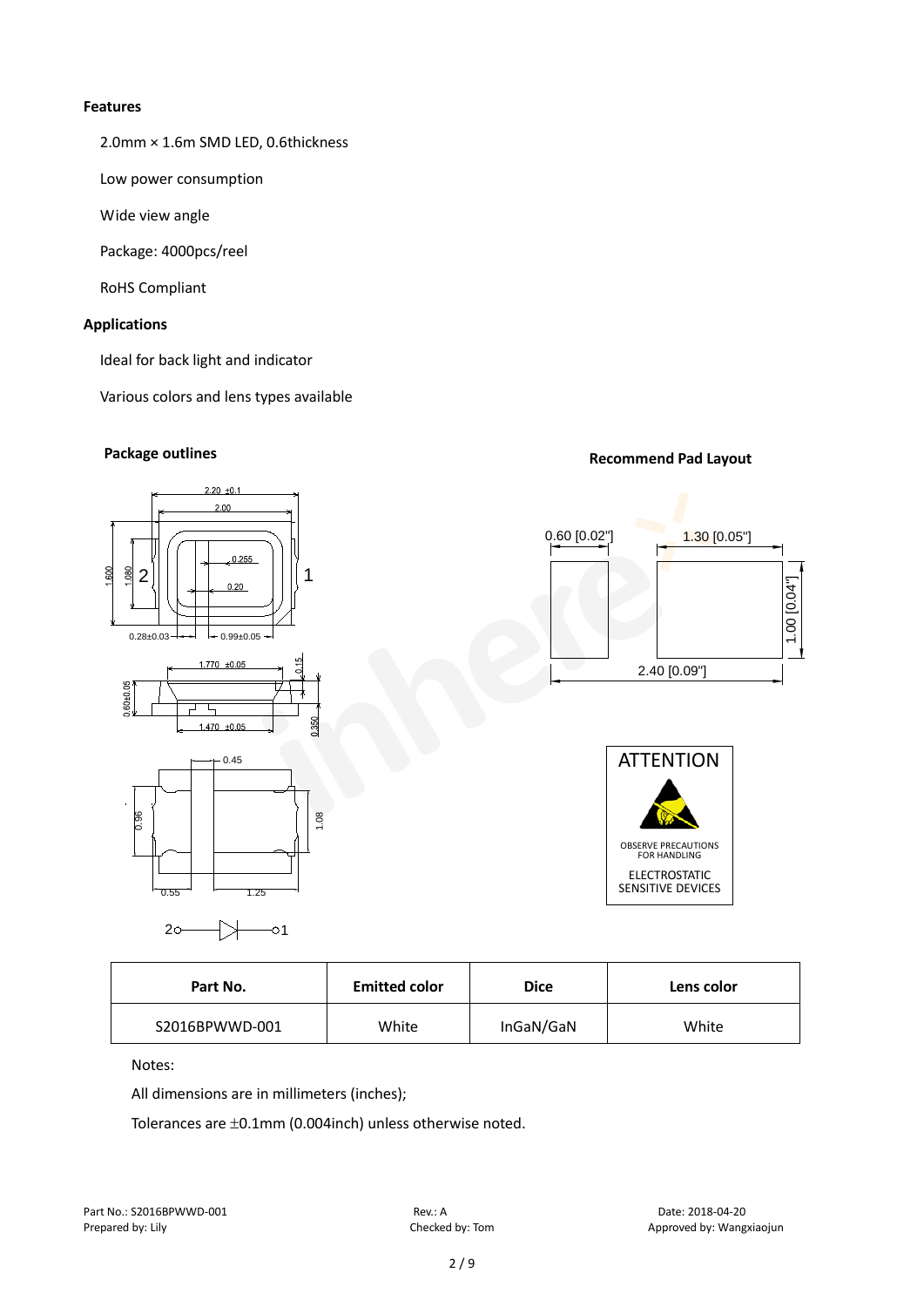**Features**

2.0mm × 1.6m SMD LED, 0.6thickness

Low power consumption

Wide view angle

Package: 4000pcs/reel

RoHS Compliant

**Applications**

Ideal for back light and indicator

Various colors and lens types available

**Package outlines**

**Recommend Pad Layout**

| Part No. | Emitted color | Dice | Lens color |
|---|---|---|---|
| S2016BPWWD-001 | White | InGaN/GaN | White |

Notes:

All dimensions are in millimeters (inches);

Tolerances are ±0.1mm (0.004inch) unless otherwise noted.

Part No.: S2016BPWWD-001 Rev.: A Date: 2018-04-20
Prepared by: Lily Checked by: Tom Approved by: Wangxiaojun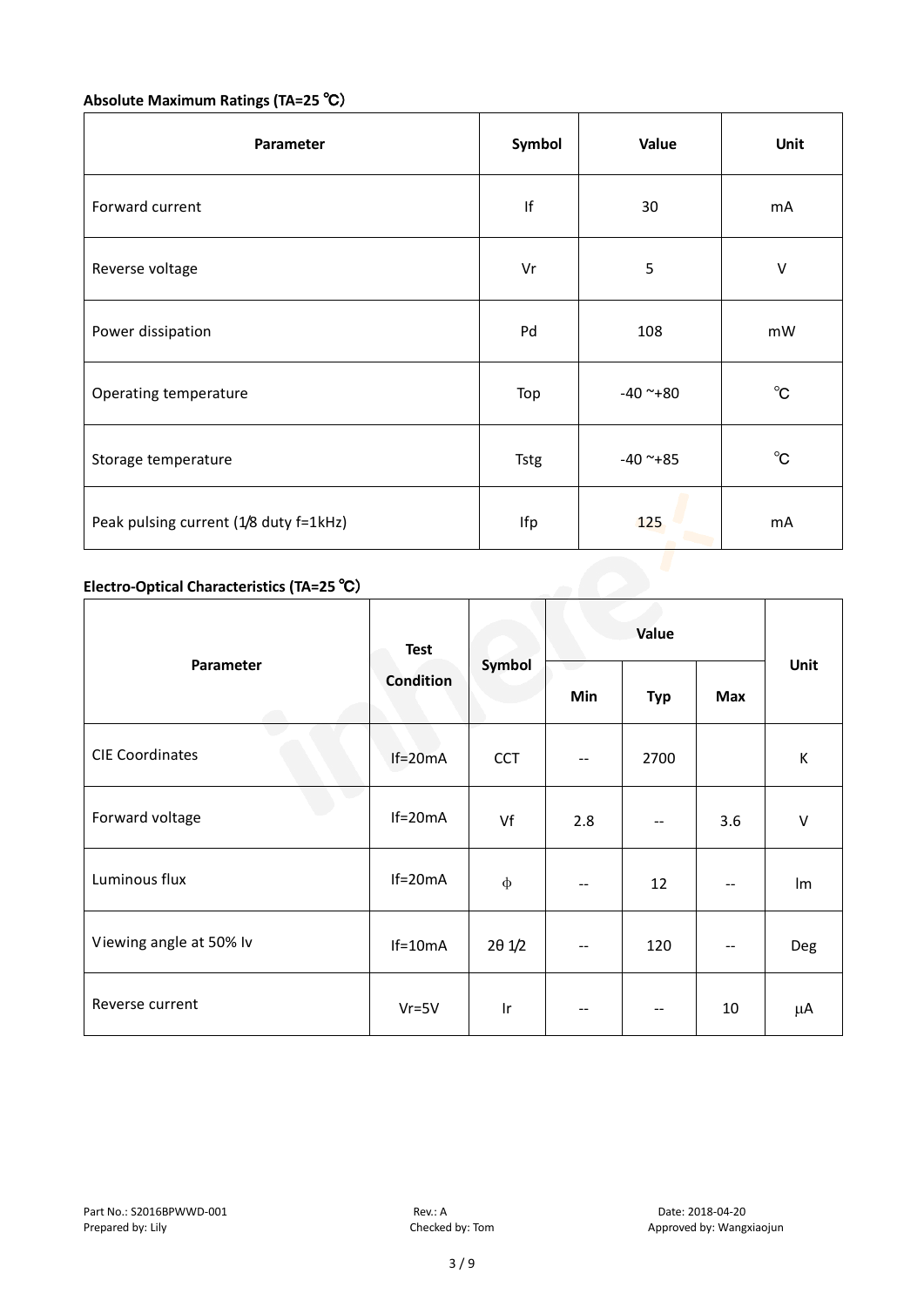**Absolute Maximum Ratings (TA=25 ℃)**

| Parameter | Symbol | Value | Unit |
|---|---|---|---|
| Forward current | If | 30 | mA |
| Reverse voltage | Vr | 5 | V |
| Power dissipation | Pd | 108 | mW |
| Operating temperature | Top | -40 ~+80 | ℃ |
| Storage temperature | Tstg | -40 ~+85 | ℃ |
| Peak pulsing current (1/8 duty f=1kHz) | Ifp | 125 | mA |

**Electro-Optical Characteristics (TA=25 ℃)**

| Parameter | Test Condition | Symbol | Value | | | Unit |
|---|---|---|---|---|---|---|
| | | | Min | Typ | Max | |
| CIE Coordinates | If=20mA | CCT | -- | 2700 | | K |
| Forward voltage | If=20mA | Vf | 2.8 | -- | 3.6 | V |
| Luminous flux | If=20mA | ϕ | -- | 12 | -- | lm |
| Viewing angle at 50% Iv | If=10mA | 2θ 1/2 | -- | 120 | -- | Deg |
| Reverse current | Vr=5V | Ir | -- | -- | 10 | μA |

Part No.: S2016BPWWD-001 Rev.: A Date: 2018-04-20
Prepared by: Lily Checked by: Tom Approved by: Wangxiaojun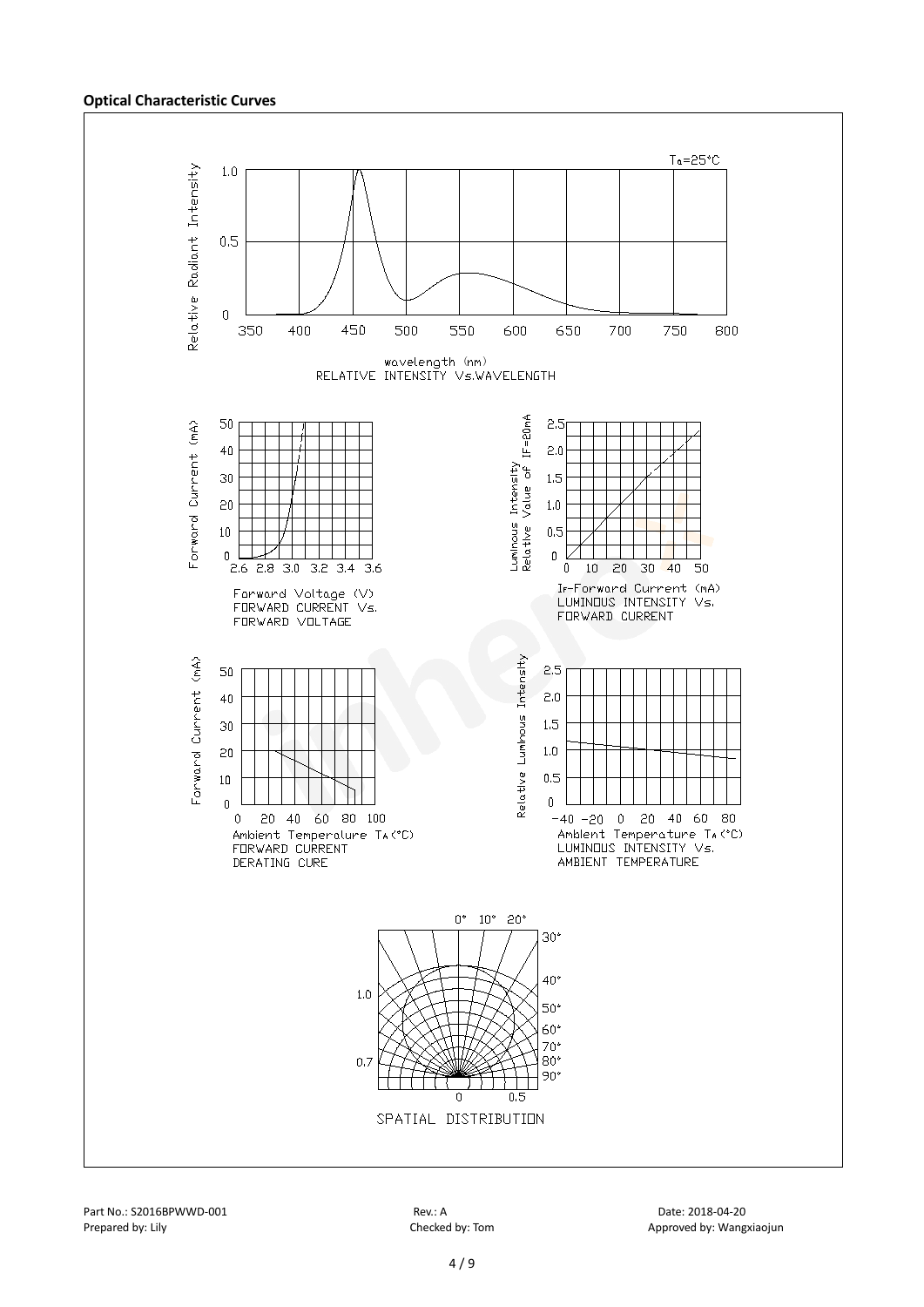**Optical Characteristic Curves**

$T_a$=25°C

Relative Radiant Intensity

wavelength (nm)
RELATIVE INTENSITY Vs.WAVELENGTH

Forward Current (mA)

Forward Voltage (V)
FORWARD CURRENT Vs.
FORWARD VOLTAGE

Luminous Intensity
Relative Value of IF=20mA

$I_F$-Forward Current (mA)
LUMINOUS INTENSITY Vs.
FORWARD CURRENT

Forward Current (mA)

Ambient Temperature $T_A$(°C)
FORWARD CURRENT
DERATING CURE

Relative Luminous Intensity

Ambient Temperature $T_A$(°C)
LUMINOUS INTENSITY Vs.
AMBIENT TEMPERATURE

SPATIAL DISTRIBUTION

Part No.: S2016BPWWD-001 Rev.: A Date: 2018-04-20
Prepared by: Lily Checked by: Tom Approved by: Wangxiaojun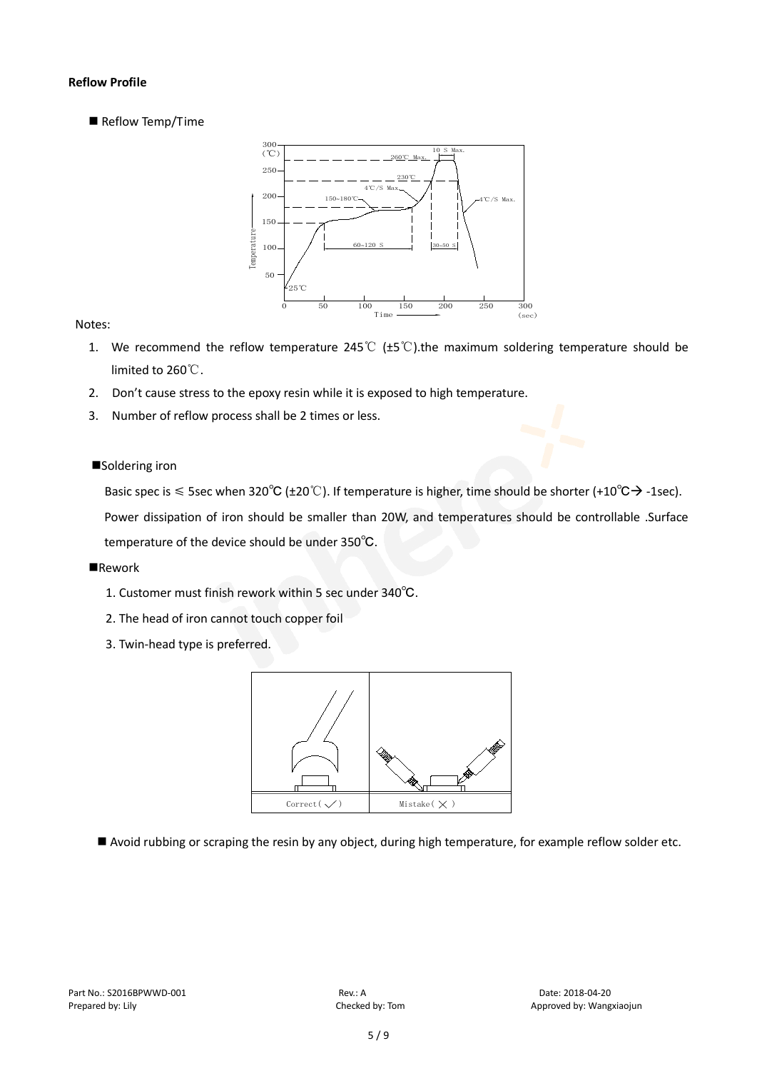**Reflow Profile**

■ Reflow Temp/Time

Notes:

1. We recommend the reflow temperature 245℃ (±5℃).the maximum soldering temperature should be limited to 260℃.
2. Don't cause stress to the epoxy resin while it is exposed to high temperature.
3. Number of reflow process shall be 2 times or less.

■Soldering iron

Basic spec is ≤ 5sec when 320℃ (±20℃). If temperature is higher, time should be shorter (+10℃→ -1sec). Power dissipation of iron should be smaller than 20W, and temperatures should be controllable .Surface temperature of the device should be under 350℃.

■Rework

1. Customer must finish rework within 5 sec under 340℃.
2. The head of iron cannot touch copper foil
3. Twin-head type is preferred.

■ Avoid rubbing or scraping the resin by any object, during high temperature, for example reflow solder etc.

Part No.: S2016BPWWD-001 Rev.: A Date: 2018-04-20

Prepared by: Lily Checked by: Tom Approved by: Wangxiaojun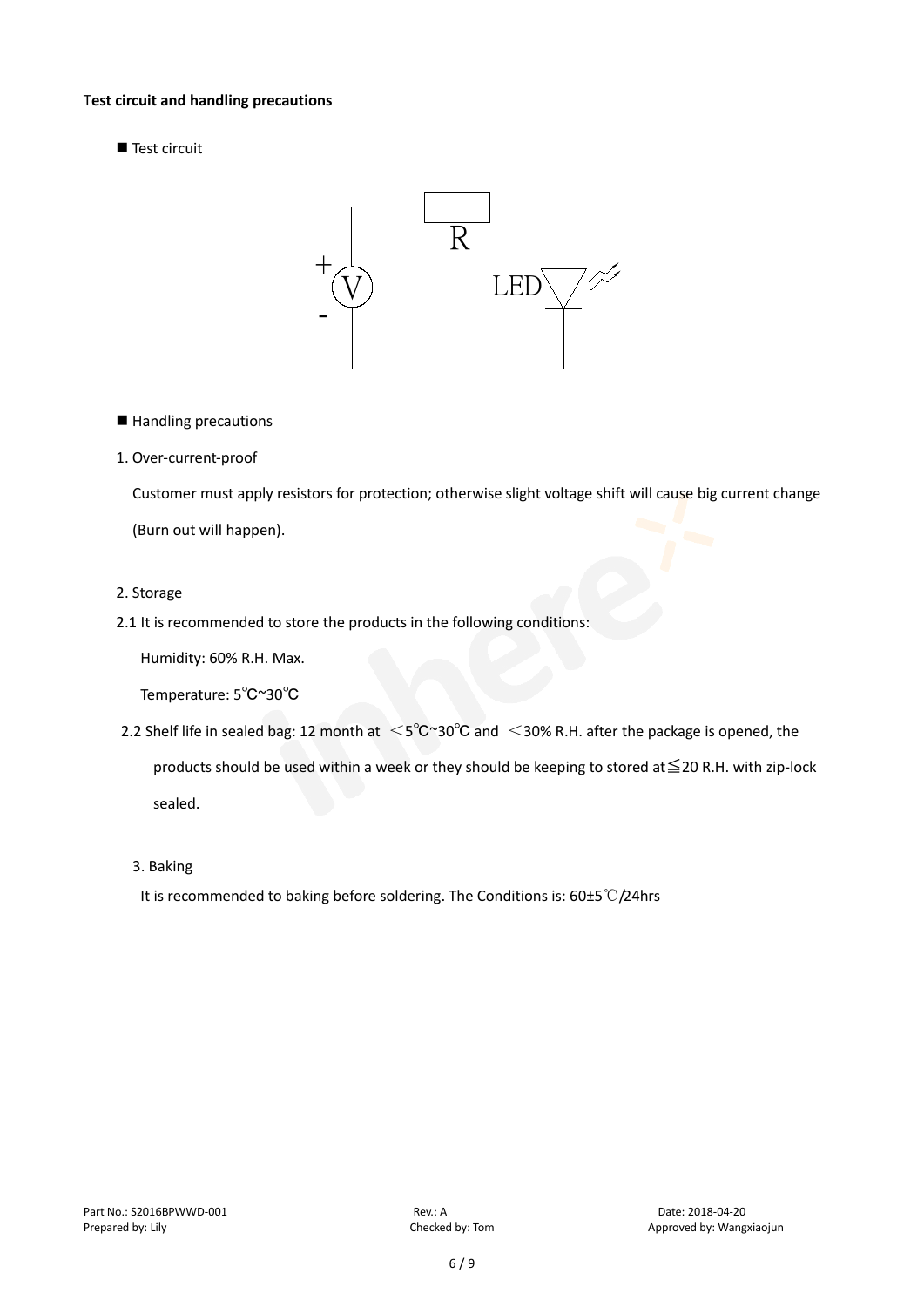**Test circuit and handling precautions**

■ Test circuit

■ Handling precautions

1. Over-current-proof

   Customer must apply resistors for protection; otherwise slight voltage shift will cause big current change (Burn out will happen).

2. Storage

2.1 It is recommended to store the products in the following conditions:

   Humidity: 60% R.H. Max.

   Temperature: 5℃~30℃

2.2 Shelf life in sealed bag: 12 month at ＜5℃~30℃ and ＜30% R.H. after the package is opened, the products should be used within a week or they should be keeping to stored at≦20 R.H. with zip-lock sealed.

3. Baking

   It is recommended to baking before soldering. The Conditions is: 60±5℃/24hrs

Part No.: S2016BPWWD-001 　Rev.: A 　Date: 2018-04-20

Prepared by: Lily 　Checked by: Tom 　Approved by: Wangxiaojun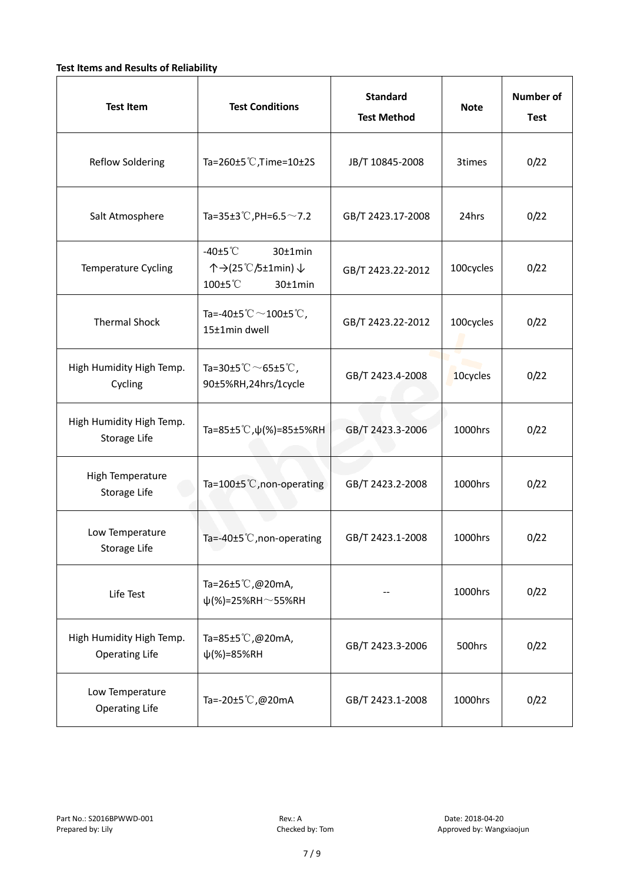**Test Items and Results of Reliability**

| Test Item | Test Conditions | Standard Test Method | Note | Number of Test |
|---|---|---|---|---|
| Reflow Soldering | Ta=260±5℃,Time=10±2S | JB/T 10845-2008 | 3times | 0/22 |
| Salt Atmosphere | Ta=35±3℃,PH=6.5～7.2 | GB/T 2423.17-2008 | 24hrs | 0/22 |
| Temperature Cycling | -40±5℃ 30±1min ↑→(25℃/5±1min)↓ 100±5℃ 30±1min | GB/T 2423.22-2012 | 100cycles | 0/22 |
| Thermal Shock | Ta=-40±5℃～100±5℃, 15±1min dwell | GB/T 2423.22-2012 | 100cycles | 0/22 |
| High Humidity High Temp. Cycling | Ta=30±5℃～65±5℃, 90±5%RH,24hrs/1cycle | GB/T 2423.4-2008 | 10cycles | 0/22 |
| High Humidity High Temp. Storage Life | Ta=85±5℃,ψ(%)=85±5%RH | GB/T 2423.3-2006 | 1000hrs | 0/22 |
| High Temperature Storage Life | Ta=100±5℃,non-operating | GB/T 2423.2-2008 | 1000hrs | 0/22 |
| Low Temperature Storage Life | Ta=-40±5℃,non-operating | GB/T 2423.1-2008 | 1000hrs | 0/22 |
| Life Test | Ta=26±5℃,@20mA, ψ(%)=25%RH～55%RH | -- | 1000hrs | 0/22 |
| High Humidity High Temp. Operating Life | Ta=85±5℃,@20mA, ψ(%)=85%RH | GB/T 2423.3-2006 | 500hrs | 0/22 |
| Low Temperature Operating Life | Ta=-20±5℃,@20mA | GB/T 2423.1-2008 | 1000hrs | 0/22 |

Part No.: S2016BPWWD-001 Rev.: A Date: 2018-04-20
Prepared by: Lily Checked by: Tom Approved by: Wangxiaojun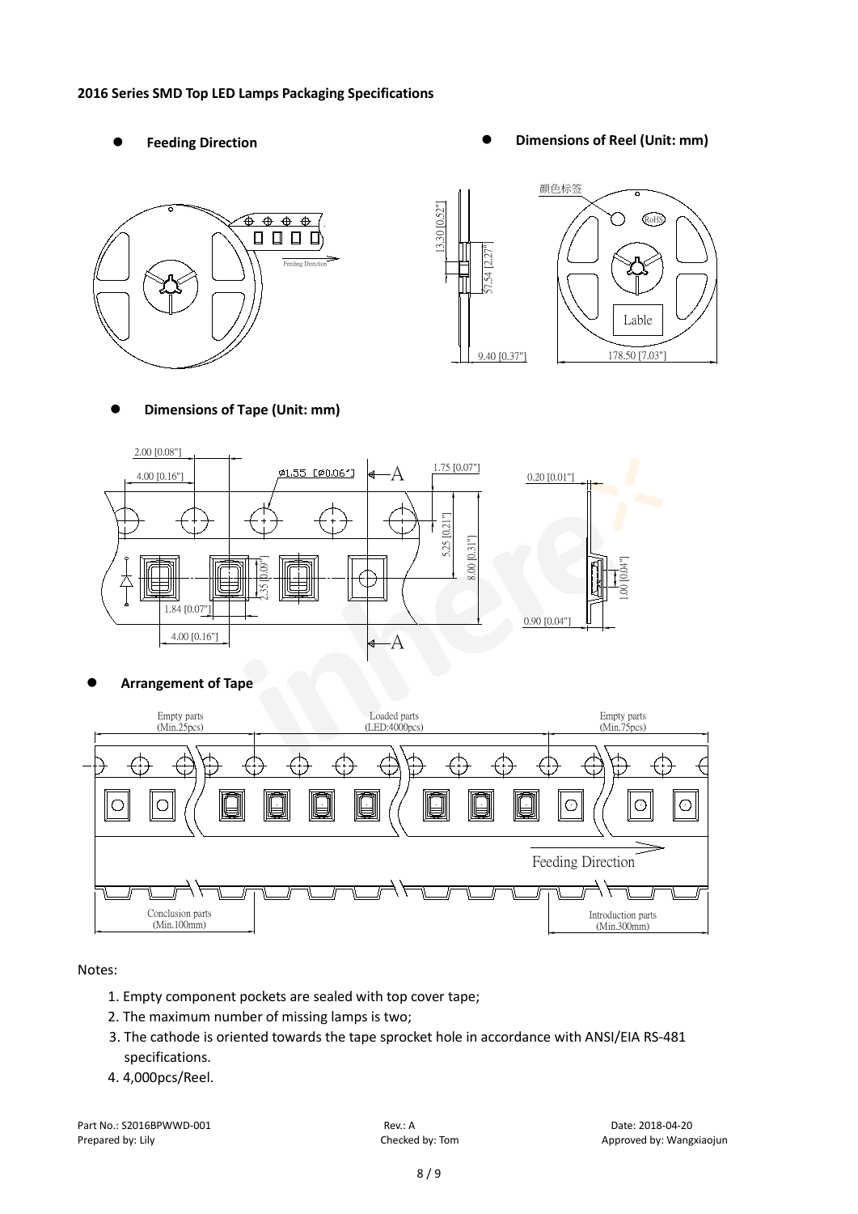**2016 Series SMD Top LED Lamps Packaging Specifications**

- **Feeding Direction**
- **Dimensions of Reel (Unit: mm)**
- **Dimensions of Tape (Unit: mm)**
- **Arrangement of Tape**

Notes:

1. Empty component pockets are sealed with top cover tape;
2. The maximum number of missing lamps is two;
3. The cathode is oriented towards the tape sprocket hole in accordance with ANSI/EIA RS-481 specifications.
4. 4,000pcs/Reel.

Part No.: S2016BPWWD-001 Rev.: A Date: 2018-04-20
Prepared by: Lily Checked by: Tom Approved by: Wangxiaojun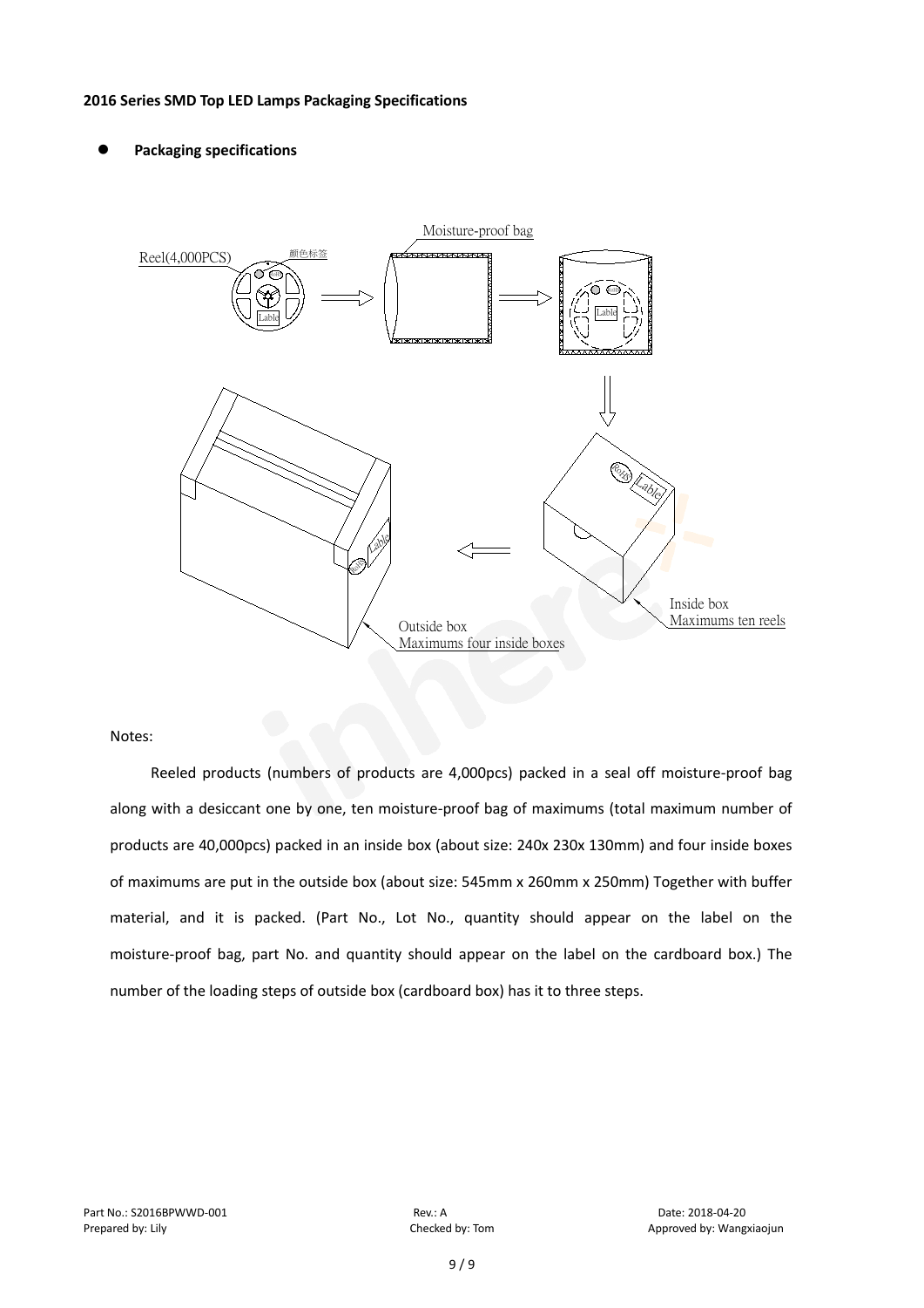**2016 Series SMD Top LED Lamps Packaging Specifications**

- **Packaging specifications**

Moisture-proof bag

Reel(4,000PCS)

颜色标签

Lable

Inside box
Maximums ten reels

Outside box
Maximums four inside boxes

Notes:

Reeled products (numbers of products are 4,000pcs) packed in a seal off moisture-proof bag along with a desiccant one by one, ten moisture-proof bag of maximums (total maximum number of products are 40,000pcs) packed in an inside box (about size: 240x 230x 130mm) and four inside boxes of maximums are put in the outside box (about size: 545mm x 260mm x 250mm) Together with buffer material, and it is packed. (Part No., Lot No., quantity should appear on the label on the moisture-proof bag, part No. and quantity should appear on the label on the cardboard box.) The number of the loading steps of outside box (cardboard box) has it to three steps.

Part No.: S2016BPWWD-001　　Rev.: A　　Date: 2018-04-20
Prepared by: Lily　　Checked by: Tom　　Approved by: Wangxiaojun